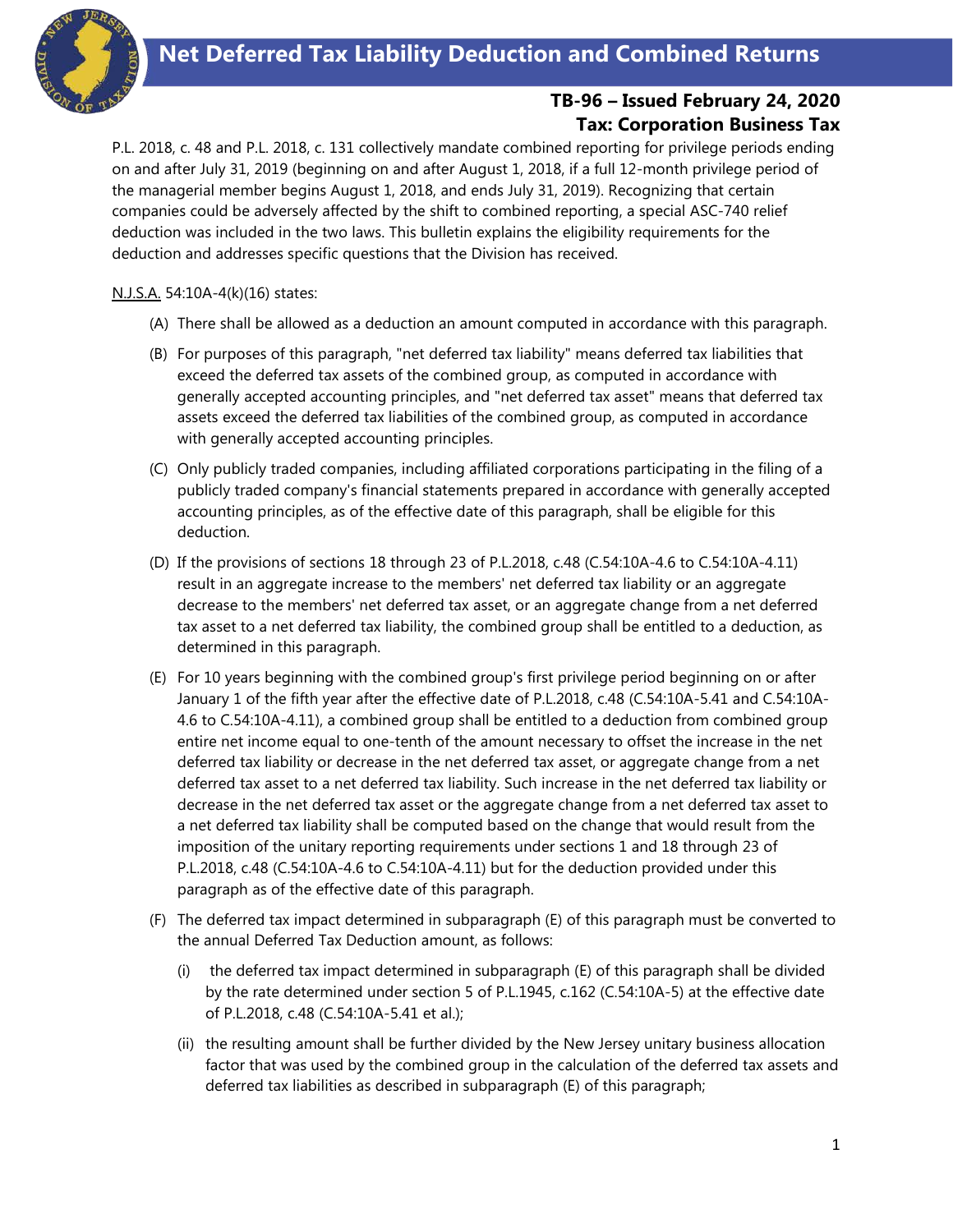# Net Deferred Tax Liability Deduction and Combined Returns

**TB-96 – Issued February 24, 2020**
**Tax: Corporation Business Tax**

P.L. 2018, c. 48 and P.L. 2018, c. 131 collectively mandate combined reporting for privilege periods ending on and after July 31, 2019 (beginning on and after August 1, 2018, if a full 12-month privilege period of the managerial member begins August 1, 2018, and ends July 31, 2019). Recognizing that certain companies could be adversely affected by the shift to combined reporting, a special ASC-740 relief deduction was included in the two laws. This bulletin explains the eligibility requirements for the deduction and addresses specific questions that the Division has received.

N.J.S.A. 54:10A-4(k)(16) states:

(A) There shall be allowed as a deduction an amount computed in accordance with this paragraph.

(B) For purposes of this paragraph, "net deferred tax liability" means deferred tax liabilities that exceed the deferred tax assets of the combined group, as computed in accordance with generally accepted accounting principles, and "net deferred tax asset" means that deferred tax assets exceed the deferred tax liabilities of the combined group, as computed in accordance with generally accepted accounting principles.

(C) Only publicly traded companies, including affiliated corporations participating in the filing of a publicly traded company's financial statements prepared in accordance with generally accepted accounting principles, as of the effective date of this paragraph, shall be eligible for this deduction.

(D) If the provisions of sections 18 through 23 of P.L.2018, c.48 (C.54:10A-4.6 to C.54:10A-4.11) result in an aggregate increase to the members' net deferred tax liability or an aggregate decrease to the members' net deferred tax asset, or an aggregate change from a net deferred tax asset to a net deferred tax liability, the combined group shall be entitled to a deduction, as determined in this paragraph.

(E) For 10 years beginning with the combined group's first privilege period beginning on or after January 1 of the fifth year after the effective date of P.L.2018, c.48 (C.54:10A-5.41 and C.54:10A-4.6 to C.54:10A-4.11), a combined group shall be entitled to a deduction from combined group entire net income equal to one-tenth of the amount necessary to offset the increase in the net deferred tax liability or decrease in the net deferred tax asset, or aggregate change from a net deferred tax asset to a net deferred tax liability. Such increase in the net deferred tax liability or decrease in the net deferred tax asset or the aggregate change from a net deferred tax asset to a net deferred tax liability shall be computed based on the change that would result from the imposition of the unitary reporting requirements under sections 1 and 18 through 23 of P.L.2018, c.48 (C.54:10A-4.6 to C.54:10A-4.11) but for the deduction provided under this paragraph as of the effective date of this paragraph.

(F) The deferred tax impact determined in subparagraph (E) of this paragraph must be converted to the annual Deferred Tax Deduction amount, as follows:

(i) the deferred tax impact determined in subparagraph (E) of this paragraph shall be divided by the rate determined under section 5 of P.L.1945, c.162 (C.54:10A-5) at the effective date of P.L.2018, c.48 (C.54:10A-5.41 et al.);

(ii) the resulting amount shall be further divided by the New Jersey unitary business allocation factor that was used by the combined group in the calculation of the deferred tax assets and deferred tax liabilities as described in subparagraph (E) of this paragraph;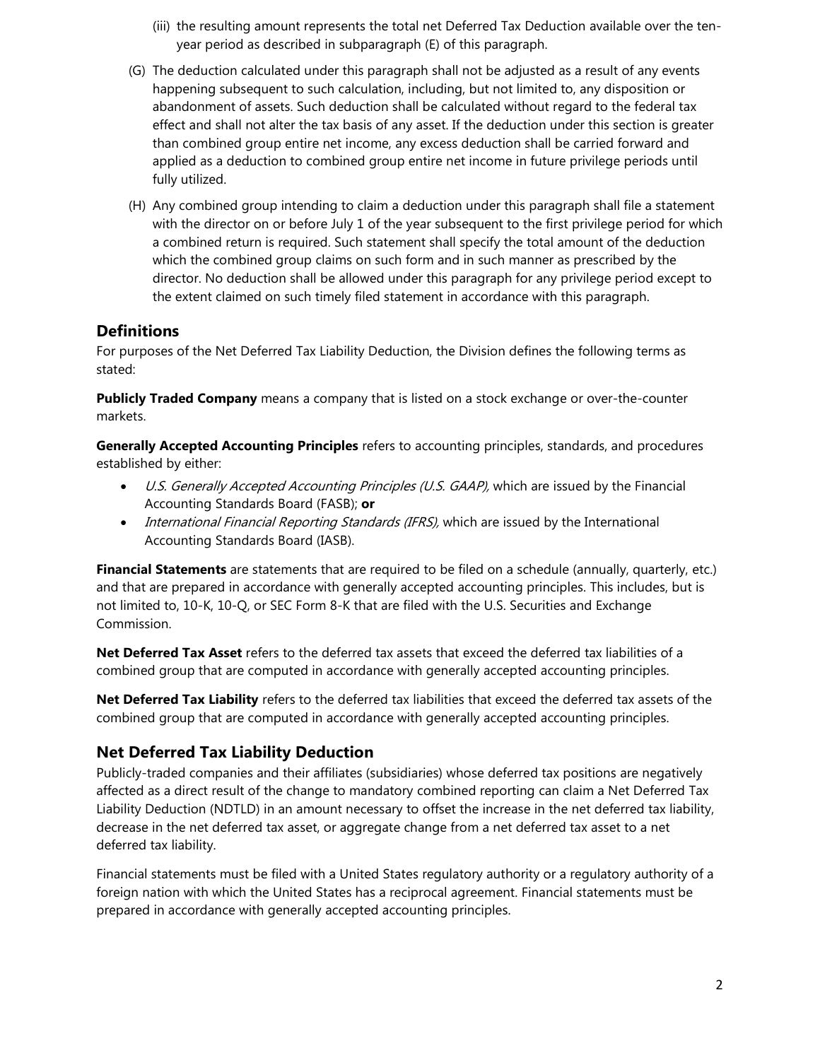(iii) the resulting amount represents the total net Deferred Tax Deduction available over the ten-year period as described in subparagraph (E) of this paragraph.

(G) The deduction calculated under this paragraph shall not be adjusted as a result of any events happening subsequent to such calculation, including, but not limited to, any disposition or abandonment of assets. Such deduction shall be calculated without regard to the federal tax effect and shall not alter the tax basis of any asset. If the deduction under this section is greater than combined group entire net income, any excess deduction shall be carried forward and applied as a deduction to combined group entire net income in future privilege periods until fully utilized.

(H) Any combined group intending to claim a deduction under this paragraph shall file a statement with the director on or before July 1 of the year subsequent to the first privilege period for which a combined return is required. Such statement shall specify the total amount of the deduction which the combined group claims on such form and in such manner as prescribed by the director. No deduction shall be allowed under this paragraph for any privilege period except to the extent claimed on such timely filed statement in accordance with this paragraph.

## Definitions

For purposes of the Net Deferred Tax Liability Deduction, the Division defines the following terms as stated:

**Publicly Traded Company** means a company that is listed on a stock exchange or over-the-counter markets.

**Generally Accepted Accounting Principles** refers to accounting principles, standards, and procedures established by either:

- *U.S. Generally Accepted Accounting Principles (U.S. GAAP),* which are issued by the Financial Accounting Standards Board (FASB); **or**
- *International Financial Reporting Standards (IFRS),* which are issued by the International Accounting Standards Board (IASB).

**Financial Statements** are statements that are required to be filed on a schedule (annually, quarterly, etc.) and that are prepared in accordance with generally accepted accounting principles. This includes, but is not limited to, 10-K, 10-Q, or SEC Form 8-K that are filed with the U.S. Securities and Exchange Commission.

**Net Deferred Tax Asset** refers to the deferred tax assets that exceed the deferred tax liabilities of a combined group that are computed in accordance with generally accepted accounting principles.

**Net Deferred Tax Liability** refers to the deferred tax liabilities that exceed the deferred tax assets of the combined group that are computed in accordance with generally accepted accounting principles.

## Net Deferred Tax Liability Deduction

Publicly-traded companies and their affiliates (subsidiaries) whose deferred tax positions are negatively affected as a direct result of the change to mandatory combined reporting can claim a Net Deferred Tax Liability Deduction (NDTLD) in an amount necessary to offset the increase in the net deferred tax liability, decrease in the net deferred tax asset, or aggregate change from a net deferred tax asset to a net deferred tax liability.

Financial statements must be filed with a United States regulatory authority or a regulatory authority of a foreign nation with which the United States has a reciprocal agreement. Financial statements must be prepared in accordance with generally accepted accounting principles.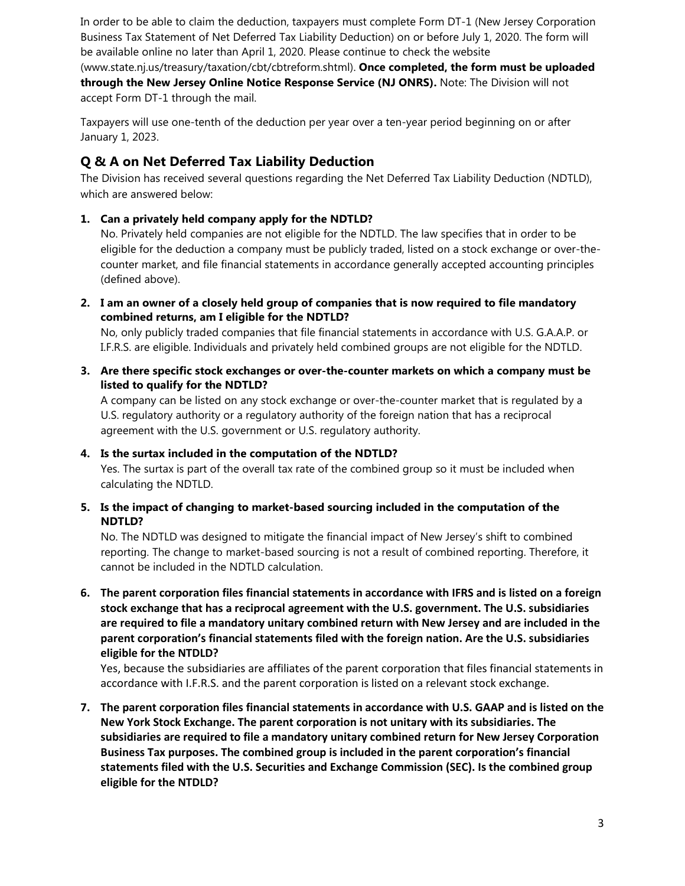In order to be able to claim the deduction, taxpayers must complete Form DT-1 (New Jersey Corporation Business Tax Statement of Net Deferred Tax Liability Deduction) on or before July 1, 2020. The form will be available online no later than April 1, 2020. Please continue to check the website (www.state.nj.us/treasury/taxation/cbt/cbtreform.shtml). **Once completed, the form must be uploaded through the New Jersey Online Notice Response Service (NJ ONRS).** Note: The Division will not accept Form DT-1 through the mail.

Taxpayers will use one-tenth of the deduction per year over a ten-year period beginning on or after January 1, 2023.

## Q & A on Net Deferred Tax Liability Deduction

The Division has received several questions regarding the Net Deferred Tax Liability Deduction (NDTLD), which are answered below:

1. **Can a privately held company apply for the NDTLD?**
   No. Privately held companies are not eligible for the NDTLD. The law specifies that in order to be eligible for the deduction a company must be publicly traded, listed on a stock exchange or over-the-counter market, and file financial statements in accordance generally accepted accounting principles (defined above).

2. **I am an owner of a closely held group of companies that is now required to file mandatory combined returns, am I eligible for the NDTLD?**
   No, only publicly traded companies that file financial statements in accordance with U.S. G.A.A.P. or I.F.R.S. are eligible. Individuals and privately held combined groups are not eligible for the NDTLD.

3. **Are there specific stock exchanges or over-the-counter markets on which a company must be listed to qualify for the NDTLD?**
   A company can be listed on any stock exchange or over-the-counter market that is regulated by a U.S. regulatory authority or a regulatory authority of the foreign nation that has a reciprocal agreement with the U.S. government or U.S. regulatory authority.

4. **Is the surtax included in the computation of the NDTLD?**
   Yes. The surtax is part of the overall tax rate of the combined group so it must be included when calculating the NDTLD.

5. **Is the impact of changing to market-based sourcing included in the computation of the NDTLD?**
   No. The NDTLD was designed to mitigate the financial impact of New Jersey's shift to combined reporting. The change to market-based sourcing is not a result of combined reporting. Therefore, it cannot be included in the NDTLD calculation.

6. **The parent corporation files financial statements in accordance with IFRS and is listed on a foreign stock exchange that has a reciprocal agreement with the U.S. government. The U.S. subsidiaries are required to file a mandatory unitary combined return with New Jersey and are included in the parent corporation's financial statements filed with the foreign nation. Are the U.S. subsidiaries eligible for the NTDLD?**
   Yes, because the subsidiaries are affiliates of the parent corporation that files financial statements in accordance with I.F.R.S. and the parent corporation is listed on a relevant stock exchange.

7. **The parent corporation files financial statements in accordance with U.S. GAAP and is listed on the New York Stock Exchange. The parent corporation is not unitary with its subsidiaries. The subsidiaries are required to file a mandatory unitary combined return for New Jersey Corporation Business Tax purposes. The combined group is included in the parent corporation's financial statements filed with the U.S. Securities and Exchange Commission (SEC). Is the combined group eligible for the NTDLD?**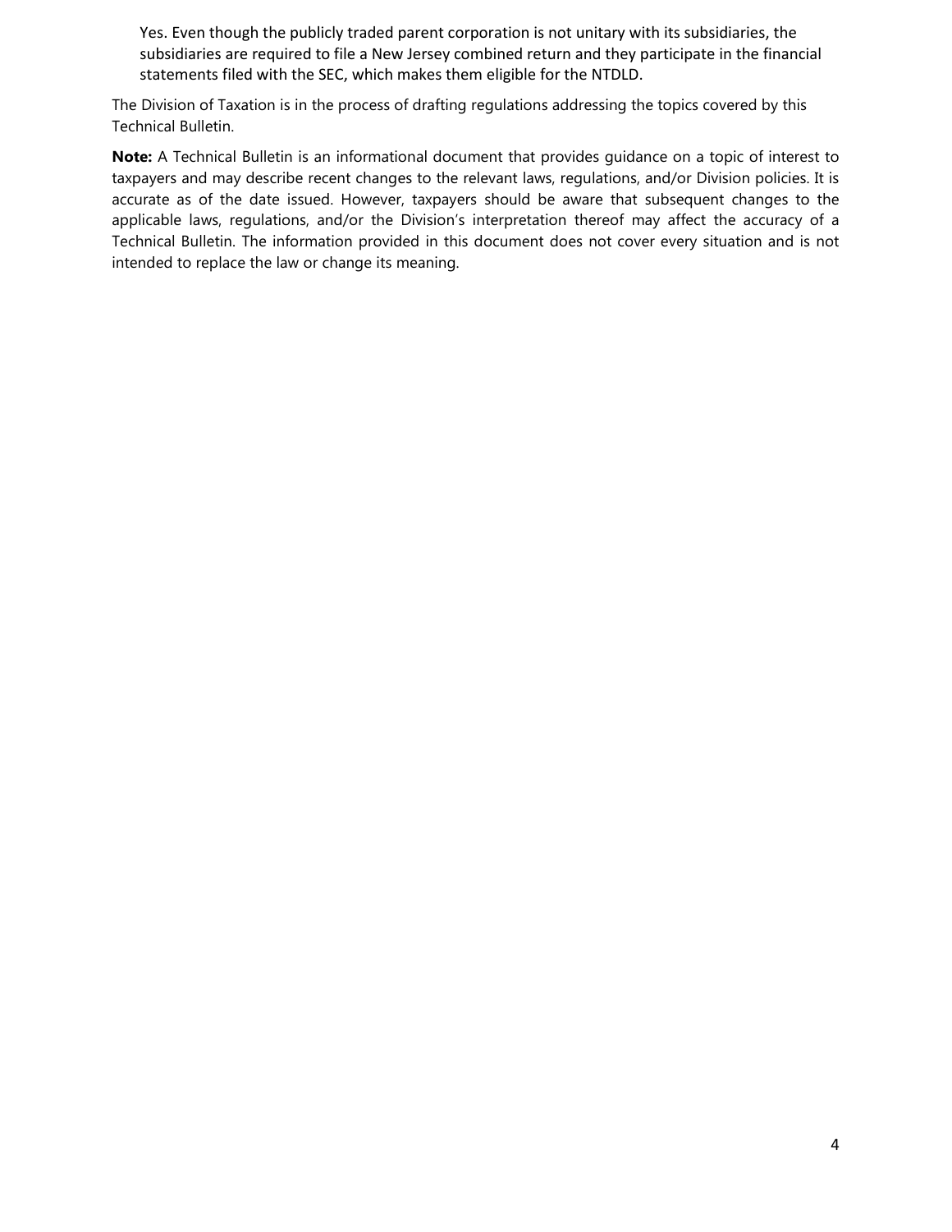Yes. Even though the publicly traded parent corporation is not unitary with its subsidiaries, the subsidiaries are required to file a New Jersey combined return and they participate in the financial statements filed with the SEC, which makes them eligible for the NTDLD.

The Division of Taxation is in the process of drafting regulations addressing the topics covered by this Technical Bulletin.

**Note:** A Technical Bulletin is an informational document that provides guidance on a topic of interest to taxpayers and may describe recent changes to the relevant laws, regulations, and/or Division policies. It is accurate as of the date issued. However, taxpayers should be aware that subsequent changes to the applicable laws, regulations, and/or the Division's interpretation thereof may affect the accuracy of a Technical Bulletin. The information provided in this document does not cover every situation and is not intended to replace the law or change its meaning.